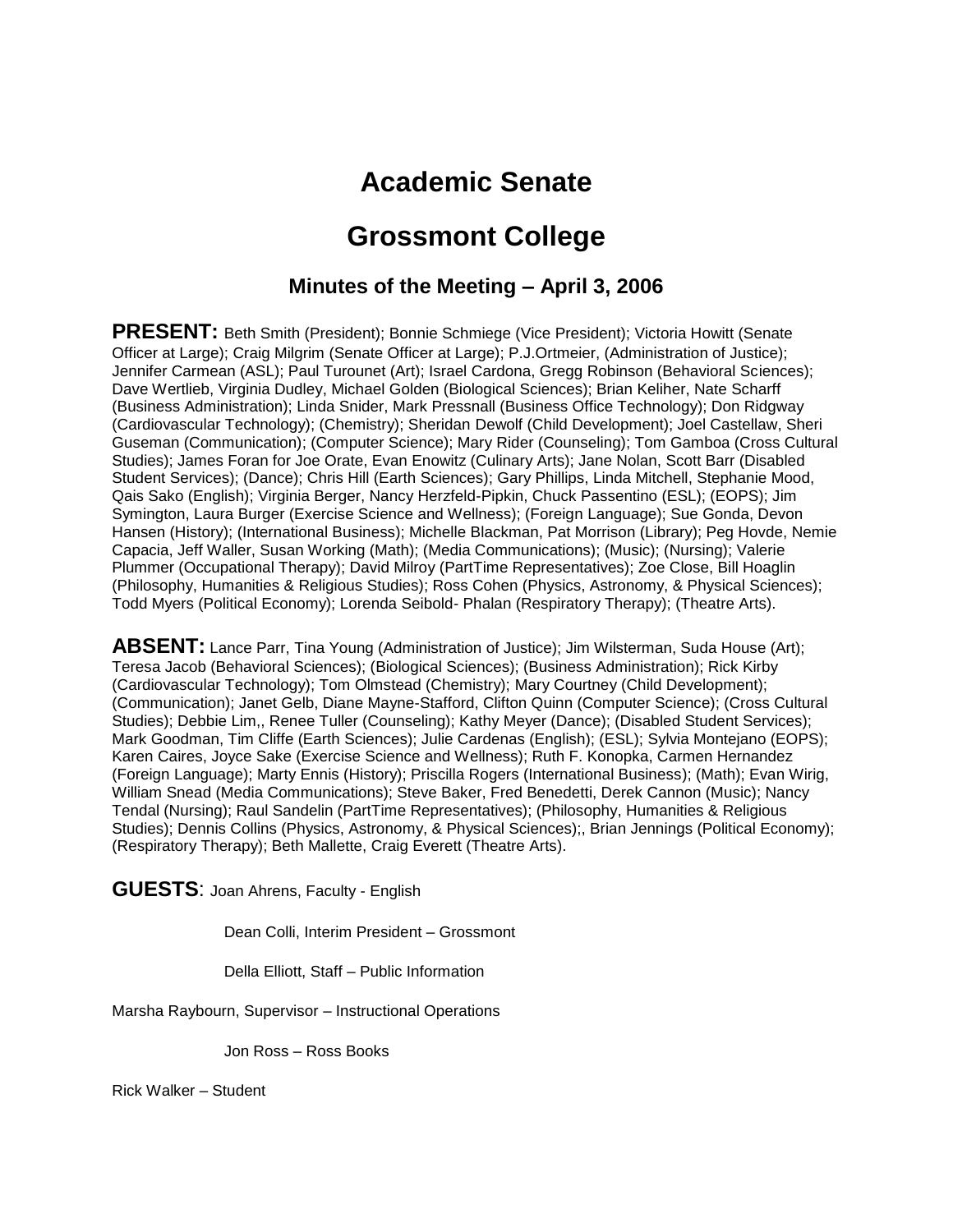# Academic Senate

# Grossmont College

### Minutes of the Meeting – April 3, 2006

**PRESENT:** Beth Smith (President); Bonnie Schmiege (Vice President); Victoria Howitt (Senate Officer at Large); Craig Milgrim (Senate Officer at Large); P.J.Ortmeier, (Administration of Justice); Jennifer Carmean (ASL); Paul Turounet (Art); Israel Cardona, Gregg Robinson (Behavioral Sciences); Dave Wertlieb, Virginia Dudley, Michael Golden (Biological Sciences); Brian Keliher, Nate Scharff (Business Administration); Linda Snider, Mark Pressnall (Business Office Technology); Don Ridgway (Cardiovascular Technology); (Chemistry); Sheridan Dewolf (Child Development); Joel Castellaw, Sheri Guseman (Communication); (Computer Science); Mary Rider (Counseling); Tom Gamboa (Cross Cultural Studies); James Foran for Joe Orate, Evan Enowitz (Culinary Arts); Jane Nolan, Scott Barr (Disabled Student Services); (Dance); Chris Hill (Earth Sciences); Gary Phillips, Linda Mitchell, Stephanie Mood, Qais Sako (English); Virginia Berger, Nancy Herzfeld-Pipkin, Chuck Passentino (ESL); (EOPS); Jim Symington, Laura Burger (Exercise Science and Wellness); (Foreign Language); Sue Gonda, Devon Hansen (History); (International Business); Michelle Blackman, Pat Morrison (Library); Peg Hovde, Nemie Capacia, Jeff Waller, Susan Working (Math); (Media Communications); (Music); (Nursing); Valerie Plummer (Occupational Therapy); David Milroy (PartTime Representatives); Zoe Close, Bill Hoaglin (Philosophy, Humanities & Religious Studies); Ross Cohen (Physics, Astronomy, & Physical Sciences); Todd Myers (Political Economy); Lorenda Seibold- Phalan (Respiratory Therapy); (Theatre Arts).

**ABSENT:** Lance Parr, Tina Young (Administration of Justice); Jim Wilsterman, Suda House (Art); Teresa Jacob (Behavioral Sciences); (Biological Sciences); (Business Administration); Rick Kirby (Cardiovascular Technology); Tom Olmstead (Chemistry); Mary Courtney (Child Development); (Communication); Janet Gelb, Diane Mayne-Stafford, Clifton Quinn (Computer Science); (Cross Cultural Studies); Debbie Lim,, Renee Tuller (Counseling); Kathy Meyer (Dance); (Disabled Student Services); Mark Goodman, Tim Cliffe (Earth Sciences); Julie Cardenas (English); (ESL); Sylvia Montejano (EOPS); Karen Caires, Joyce Sake (Exercise Science and Wellness); Ruth F. Konopka, Carmen Hernandez (Foreign Language); Marty Ennis (History); Priscilla Rogers (International Business); (Math); Evan Wirig, William Snead (Media Communications); Steve Baker, Fred Benedetti, Derek Cannon (Music); Nancy Tendal (Nursing); Raul Sandelin (PartTime Representatives); (Philosophy, Humanities & Religious Studies); Dennis Collins (Physics, Astronomy, & Physical Sciences);, Brian Jennings (Political Economy); (Respiratory Therapy); Beth Mallette, Craig Everett (Theatre Arts).

**GUESTS**: Joan Ahrens, Faculty - English

Dean Colli, Interim President – Grossmont

Della Elliott, Staff – Public Information

Marsha Raybourn, Supervisor – Instructional Operations

Jon Ross – Ross Books

Rick Walker – Student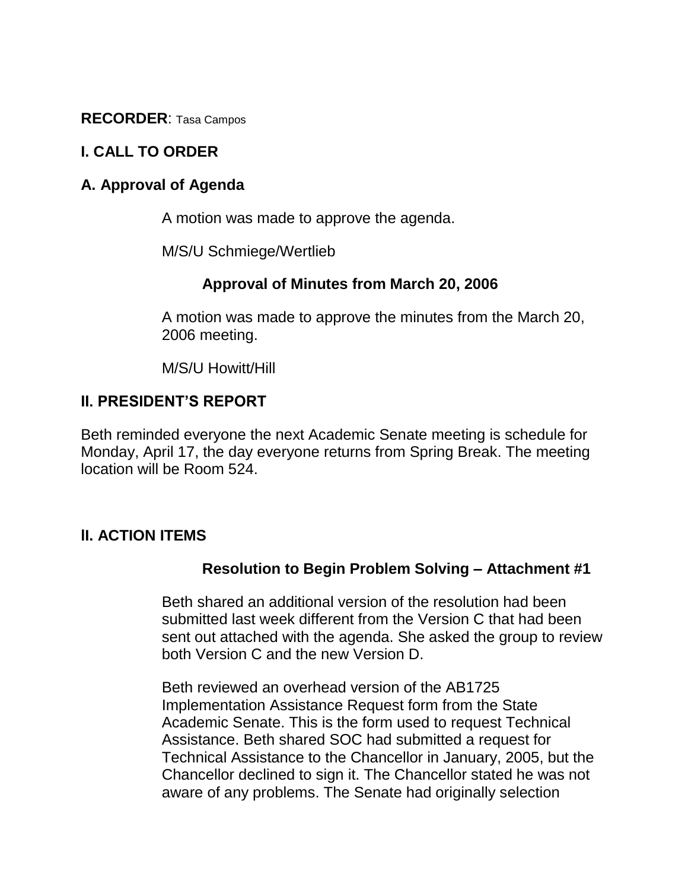**RECORDER**: Tasa Campos

## I. CALL TO ORDER

### A. Approval of Agenda

A motion was made to approve the agenda.

M/S/U Schmiege/Wertlieb

### Approval of Minutes from March 20, 2006

A motion was made to approve the minutes from the March 20, 2006 meeting.

M/S/U Howitt/Hill

## II. PRESIDENT'S REPORT

Beth reminded everyone the next Academic Senate meeting is schedule for Monday, April 17, the day everyone returns from Spring Break. The meeting location will be Room 524.

## lI. ACTION ITEMS

### Resolution to Begin Problem Solving – Attachment #1

Beth shared an additional version of the resolution had been submitted last week different from the Version C that had been sent out attached with the agenda. She asked the group to review both Version C and the new Version D.

Beth reviewed an overhead version of the AB1725 Implementation Assistance Request form from the State Academic Senate. This is the form used to request Technical Assistance. Beth shared SOC had submitted a request for Technical Assistance to the Chancellor in January, 2005, but the Chancellor declined to sign it. The Chancellor stated he was not aware of any problems. The Senate had originally selection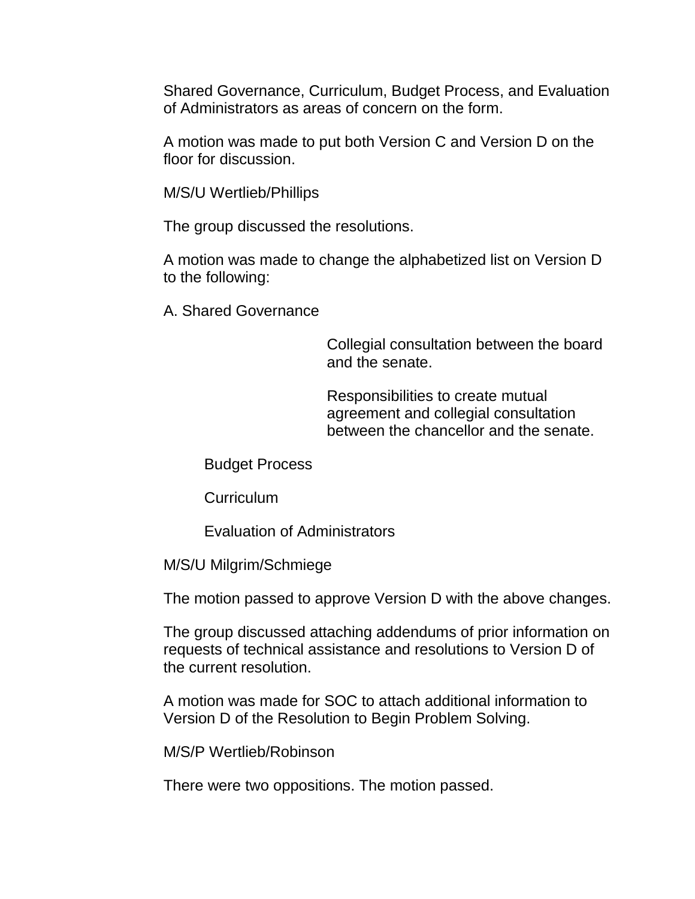Shared Governance, Curriculum, Budget Process, and Evaluation of Administrators as areas of concern on the form.

A motion was made to put both Version C and Version D on the floor for discussion.

M/S/U Wertlieb/Phillips

The group discussed the resolutions.

A motion was made to change the alphabetized list on Version D to the following:

A. Shared Governance

> Collegial consultation between the board and the senate.
>
> Responsibilities to create mutual agreement and collegial consultation between the chancellor and the senate.

- Budget Process
- Curriculum
- Evaluation of Administrators

M/S/U Milgrim/Schmiege

The motion passed to approve Version D with the above changes.

The group discussed attaching addendums of prior information on requests of technical assistance and resolutions to Version D of the current resolution.

A motion was made for SOC to attach additional information to Version D of the Resolution to Begin Problem Solving.

M/S/P Wertlieb/Robinson

There were two oppositions. The motion passed.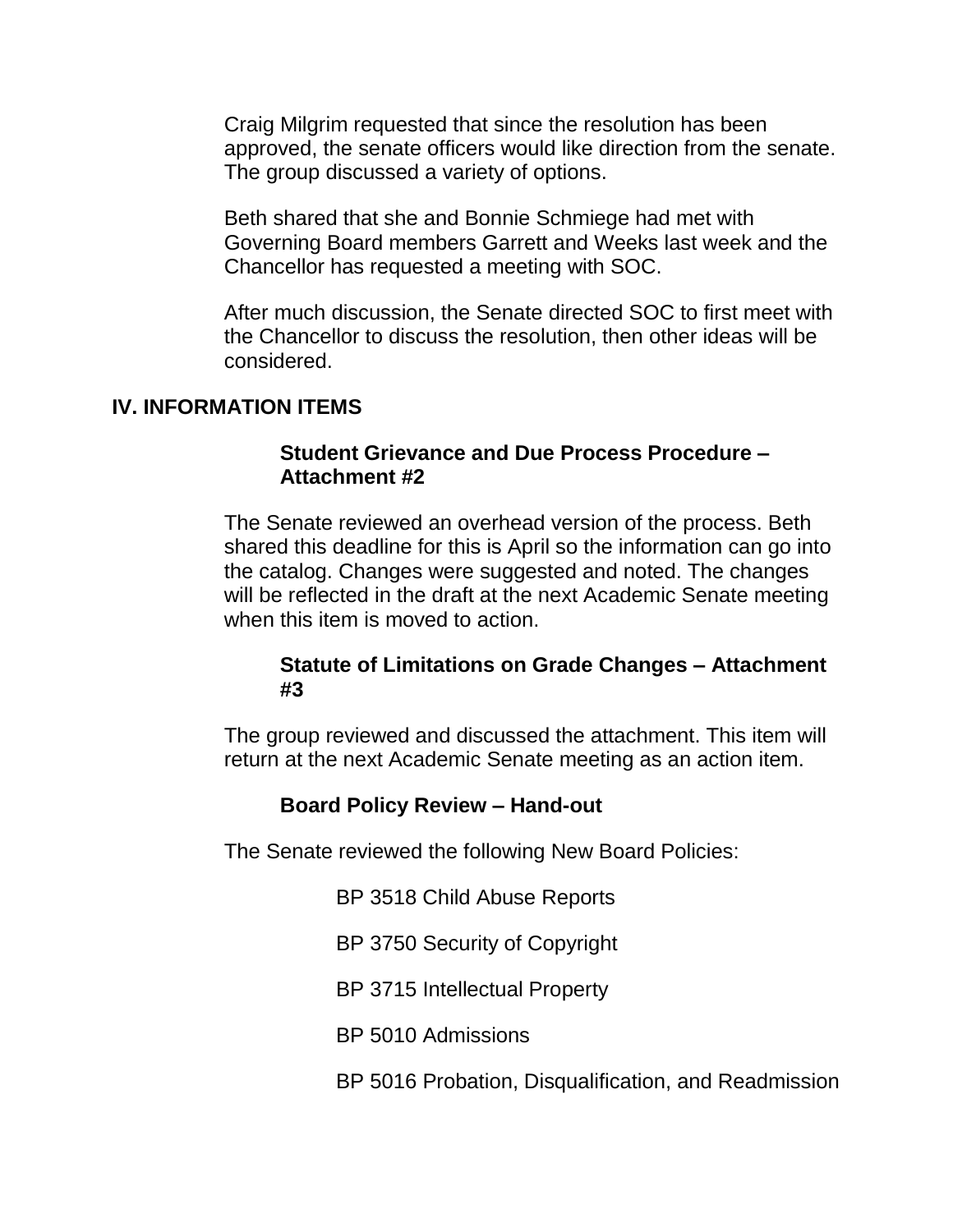Craig Milgrim requested that since the resolution has been approved, the senate officers would like direction from the senate. The group discussed a variety of options.

Beth shared that she and Bonnie Schmiege had met with Governing Board members Garrett and Weeks last week and the Chancellor has requested a meeting with SOC.

After much discussion, the Senate directed SOC to first meet with the Chancellor to discuss the resolution, then other ideas will be considered.

## IV. INFORMATION ITEMS

**Student Grievance and Due Process Procedure – Attachment #2**

The Senate reviewed an overhead version of the process. Beth shared this deadline for this is April so the information can go into the catalog. Changes were suggested and noted. The changes will be reflected in the draft at the next Academic Senate meeting when this item is moved to action.

**Statute of Limitations on Grade Changes – Attachment #3**

The group reviewed and discussed the attachment. This item will return at the next Academic Senate meeting as an action item.

**Board Policy Review – Hand-out**

The Senate reviewed the following New Board Policies:

BP 3518 Child Abuse Reports

BP 3750 Security of Copyright

BP 3715 Intellectual Property

BP 5010 Admissions

BP 5016 Probation, Disqualification, and Readmission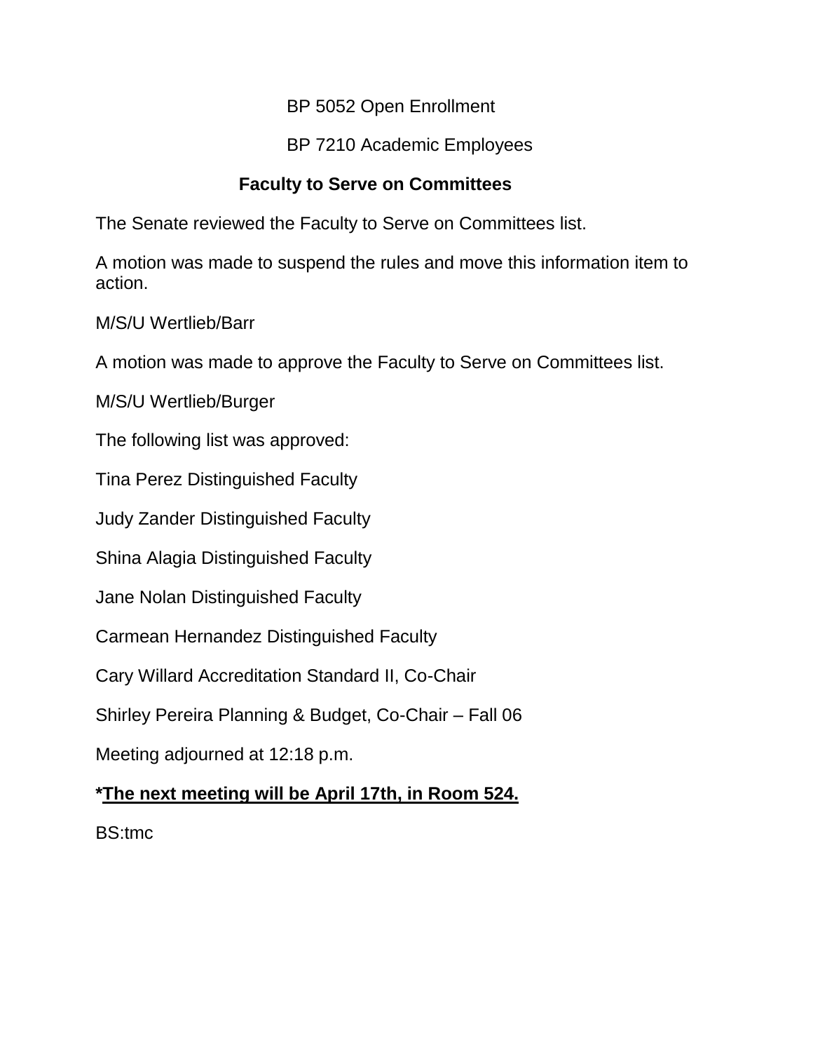BP 5052 Open Enrollment

BP 7210 Academic Employees

**Faculty to Serve on Committees**

The Senate reviewed the Faculty to Serve on Committees list.

A motion was made to suspend the rules and move this information item to action.

M/S/U Wertlieb/Barr

A motion was made to approve the Faculty to Serve on Committees list.

M/S/U Wertlieb/Burger

The following list was approved:

Tina Perez Distinguished Faculty

Judy Zander Distinguished Faculty

Shina Alagia Distinguished Faculty

Jane Nolan Distinguished Faculty

Carmean Hernandez Distinguished Faculty

Cary Willard Accreditation Standard II, Co-Chair

Shirley Pereira Planning & Budget, Co-Chair – Fall 06

Meeting adjourned at 12:18 p.m.

***The next meeting will be April 17th, in Room 524.***

BS:tmc